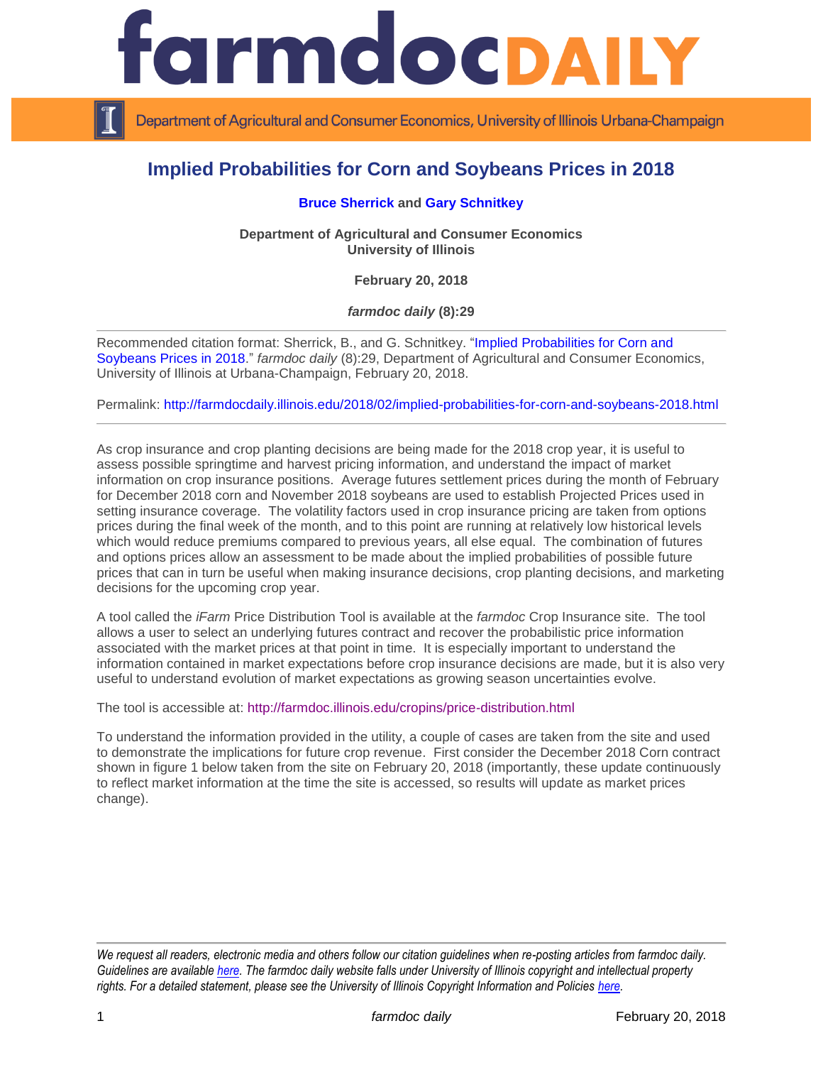# Implied Probabilities for Corn and Soybeans Prices in 2018

**Bruce Sherrick** and **Gary Schnitkey**

**Department of Agricultural and Consumer Economics**
**University of Illinois**

**February 20, 2018**

***farmdoc daily* (8):29**

---

Recommended citation format: Sherrick, B., and G. Schnitkey. "Implied Probabilities for Corn and Soybeans Prices in 2018." *farmdoc daily* (8):29, Department of Agricultural and Consumer Economics, University of Illinois at Urbana-Champaign, February 20, 2018.

Permalink: http://farmdocdaily.illinois.edu/2018/02/implied-probabilities-for-corn-and-soybeans-2018.html

---

As crop insurance and crop planting decisions are being made for the 2018 crop year, it is useful to assess possible springtime and harvest pricing information, and understand the impact of market information on crop insurance positions. Average futures settlement prices during the month of February for December 2018 corn and November 2018 soybeans are used to establish Projected Prices used in setting insurance coverage. The volatility factors used in crop insurance pricing are taken from options prices during the final week of the month, and to this point are running at relatively low historical levels which would reduce premiums compared to previous years, all else equal. The combination of futures and options prices allow an assessment to be made about the implied probabilities of possible future prices that can in turn be useful when making insurance decisions, crop planting decisions, and marketing decisions for the upcoming crop year.

A tool called the *iFarm* Price Distribution Tool is available at the *farmdoc* Crop Insurance site. The tool allows a user to select an underlying futures contract and recover the probabilistic price information associated with the market prices at that point in time. It is especially important to understand the information contained in market expectations before crop insurance decisions are made, but it is also very useful to understand evolution of market expectations as growing season uncertainties evolve.

The tool is accessible at: http://farmdoc.illinois.edu/cropins/price-distribution.html

To understand the information provided in the utility, a couple of cases are taken from the site and used to demonstrate the implications for future crop revenue. First consider the December 2018 Corn contract shown in figure 1 below taken from the site on February 20, 2018 (importantly, these update continuously to reflect market information at the time the site is accessed, so results will update as market prices change).

---

*We request all readers, electronic media and others follow our citation guidelines when re-posting articles from farmdoc daily. Guidelines are available here. The farmdoc daily website falls under University of Illinois copyright and intellectual property rights. For a detailed statement, please see the University of Illinois Copyright Information and Policies here.*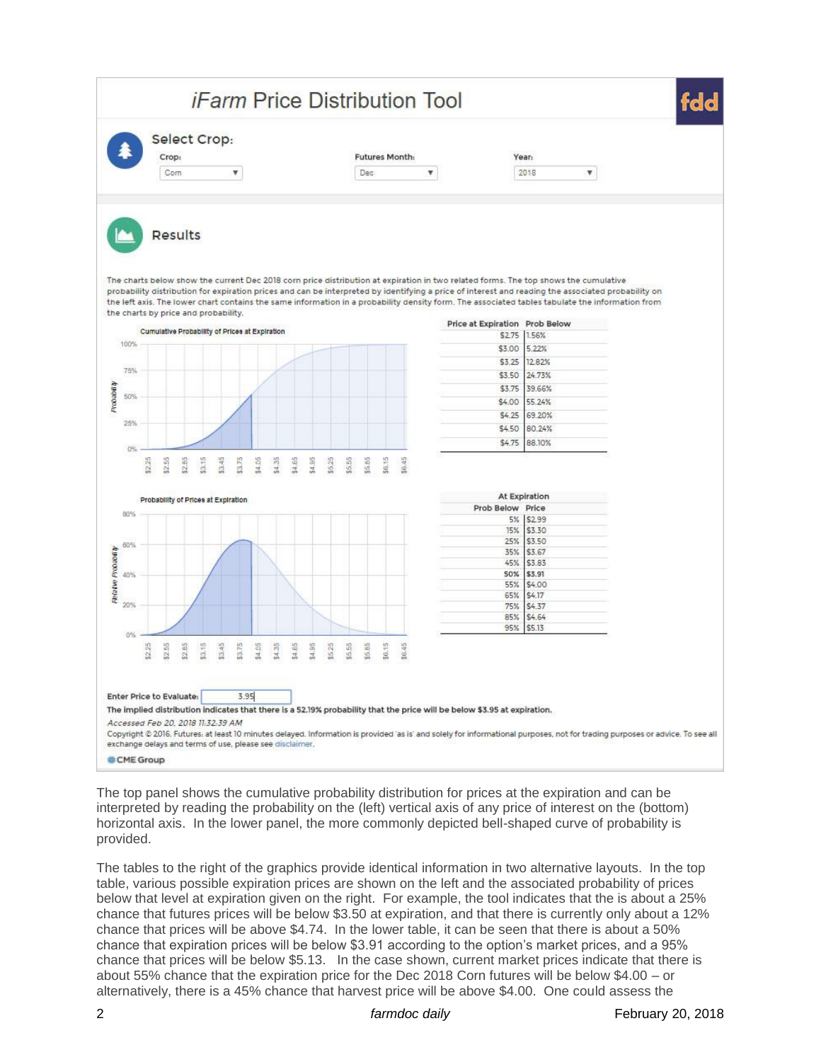# *iFarm* Price Distribution Tool

fdd

## Select Crop:

Crop: Corn

Futures Month: Dec

Year: 2018

## Results

The charts below show the current Dec 2018 corn price distribution at expiration in two related forms. The top shows the cumulative probability distribution for expiration prices and can be interpreted by identifying a price of interest and reading the associated probability on the left axis. The lower chart contains the same information in a probability density form. The associated tables tabulate the information from the charts by price and probability.

Cumulative Probability of Prices at Expiration

| Price at Expiration | Prob Below |
|---|---|
| $2.75 | 1.56% |
| $3.00 | 5.22% |
| $3.25 | 12.82% |
| $3.50 | 24.73% |
| $3.75 | 39.66% |
| $4.00 | 55.24% |
| $4.25 | 69.20% |
| $4.50 | 80.24% |
| $4.75 | 88.10% |

Probability of Prices at Expiration

| At Expiration | |
|---|---|
| **Prob Below** | **Price** |
| 5% | $2.99 |
| 15% | $3.30 |
| 25% | $3.50 |
| 35% | $3.67 |
| 45% | $3.83 |
| **50%** | **$3.91** |
| 55% | $4.00 |
| 65% | $4.17 |
| 75% | $4.37 |
| 85% | $4.64 |
| 95% | $5.13 |

Enter Price to Evaluate: 3.95

**The implied distribution indicates that there is a 52.19% probability that the price will be below $3.95 at expiration.**

*Accessed Feb 20, 2018 11:32:39 AM*

Copyright © 2016. Futures: at least 10 minutes delayed. Information is provided 'as is' and solely for informational purposes, not for trading purposes or advice. To see all exchange delays and terms of use, please see disclaimer.

CME Group

The top panel shows the cumulative probability distribution for prices at the expiration and can be interpreted by reading the probability on the (left) vertical axis of any price of interest on the (bottom) horizontal axis. In the lower panel, the more commonly depicted bell-shaped curve of probability is provided.

The tables to the right of the graphics provide identical information in two alternative layouts. In the top table, various possible expiration prices are shown on the left and the associated probability of prices below that level at expiration given on the right. For example, the tool indicates that the is about a 25% chance that futures prices will be below $3.50 at expiration, and that there is currently only about a 12% chance that prices will be above $4.74. In the lower table, it can be seen that there is about a 50% chance that expiration prices will be below $3.91 according to the option's market prices, and a 95% chance that prices will be below $5.13. In the case shown, current market prices indicate that there is about 55% chance that the expiration price for the Dec 2018 Corn futures will be below $4.00 – or alternatively, there is a 45% chance that harvest price will be above $4.00. One could assess the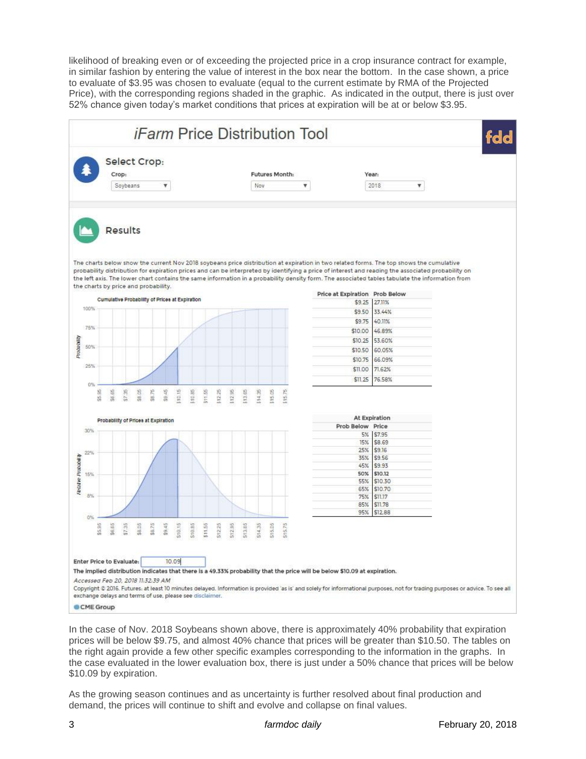likelihood of breaking even or of exceeding the projected price in a crop insurance contract for example, in similar fashion by entering the value of interest in the box near the bottom. In the case shown, a price to evaluate of $3.95 was chosen to evaluate (equal to the current estimate by RMA of the Projected Price), with the corresponding regions shaded in the graphic. As indicated in the output, there is just over 52% chance given today's market conditions that prices at expiration will be at or below $3.95.

## *iFarm* Price Distribution Tool

**Select Crop:**

Crop: Soybeans | Futures Month: Nov | Year: 2018

**Results**

The charts below show the current Nov 2018 soybeans price distribution at expiration in two related forms. The top shows the cumulative probability distribution for expiration prices and can be interpreted by identifying a price of interest and reading the associated probability on the left axis. The lower chart contains the same information in a probability density form. The associated tables tabulate the information from the charts by price and probability.

Cumulative Probability of Prices at Expiration

| Price at Expiration | Prob Below |
|---|---|
| $9.25 | 27.11% |
| $9.50 | 33.44% |
| $9.75 | 40.11% |
| $10.00 | 46.89% |
| $10.25 | 53.60% |
| $10.50 | 60.05% |
| $10.75 | 66.09% |
| $11.00 | 71.62% |
| $11.25 | 76.58% |

Probability of Prices at Expiration

| At Expiration | |
|---|---|
| Prob Below | Price |
| 5% | $7.95 |
| 15% | $8.69 |
| 25% | $9.16 |
| 35% | $9.56 |
| 45% | $9.93 |
| **50%** | **$10.12** |
| 55% | $10.30 |
| 65% | $10.70 |
| 75% | $11.17 |
| 85% | $11.78 |
| 95% | $12.88 |

Enter Price to Evaluate: 10.09

**The implied distribution indicates that there is a 49.33% probability that the price will be below $10.09 at expiration.**

*Accessed Feb 20, 2018 11:32:39 AM*

Copyright © 2016. Futures: at least 10 minutes delayed. Information is provided 'as is' and solely for informational purposes, not for trading purposes or advice. To see all exchange delays and terms of use, please see disclaimer.

CME Group

In the case of Nov. 2018 Soybeans shown above, there is approximately 40% probability that expiration prices will be below $9.75, and almost 40% chance that prices will be greater than $10.50. The tables on the right again provide a few other specific examples corresponding to the information in the graphs. In the case evaluated in the lower evaluation box, there is just under a 50% chance that prices will be below $10.09 by expiration.

As the growing season continues and as uncertainty is further resolved about final production and demand, the prices will continue to shift and evolve and collapse on final values.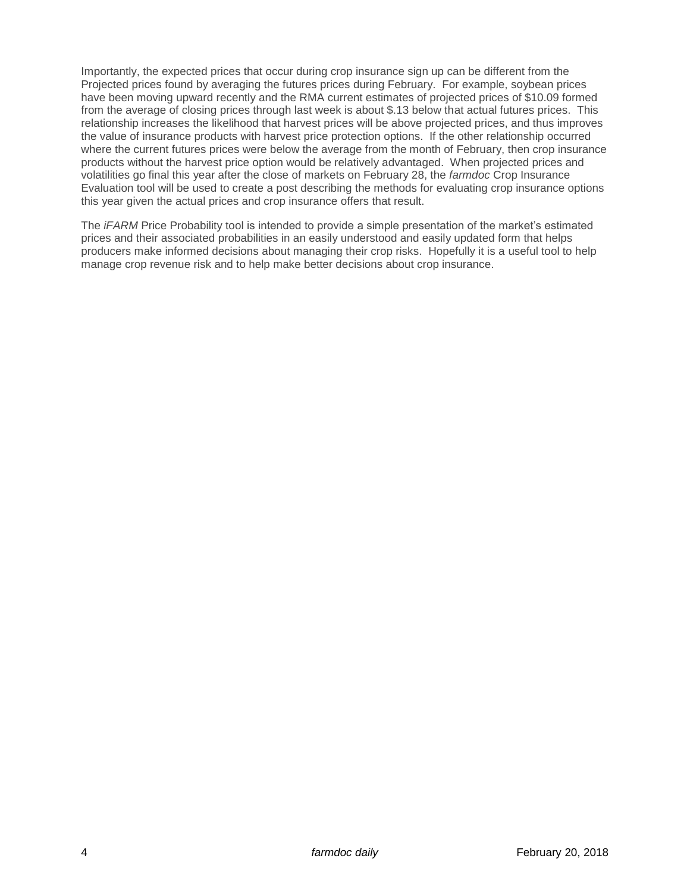Importantly, the expected prices that occur during crop insurance sign up can be different from the Projected prices found by averaging the futures prices during February. For example, soybean prices have been moving upward recently and the RMA current estimates of projected prices of $10.09 formed from the average of closing prices through last week is about $.13 below that actual futures prices. This relationship increases the likelihood that harvest prices will be above projected prices, and thus improves the value of insurance products with harvest price protection options. If the other relationship occurred where the current futures prices were below the average from the month of February, then crop insurance products without the harvest price option would be relatively advantaged. When projected prices and volatilities go final this year after the close of markets on February 28, the *farmdoc* Crop Insurance Evaluation tool will be used to create a post describing the methods for evaluating crop insurance options this year given the actual prices and crop insurance offers that result.

The *iFARM* Price Probability tool is intended to provide a simple presentation of the market's estimated prices and their associated probabilities in an easily understood and easily updated form that helps producers make informed decisions about managing their crop risks. Hopefully it is a useful tool to help manage crop revenue risk and to help make better decisions about crop insurance.